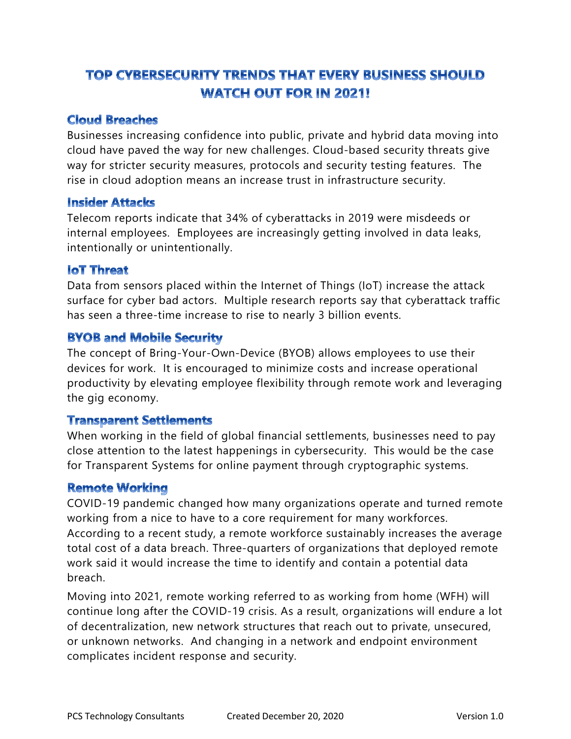# TOP CYBERSECURITY TRENDS THAT EVERY BUSINESS SHOULD WATCH OUT FOR IN 2021!

## Cloud Breaches

Businesses increasing confidence into public, private and hybrid data moving into cloud have paved the way for new challenges. Cloud-based security threats give way for stricter security measures, protocols and security testing features. The rise in cloud adoption means an increase trust in infrastructure security.

## Insider Attacks

Telecom reports indicate that 34% of cyberattacks in 2019 were misdeeds or internal employees. Employees are increasingly getting involved in data leaks, intentionally or unintentionally.

## IoT Threat

Data from sensors placed within the Internet of Things (IoT) increase the attack surface for cyber bad actors. Multiple research reports say that cyberattack traffic has seen a three-time increase to rise to nearly 3 billion events.

## BYOB and Mobile Security

The concept of Bring-Your-Own-Device (BYOB) allows employees to use their devices for work. It is encouraged to minimize costs and increase operational productivity by elevating employee flexibility through remote work and leveraging the gig economy.

## Transparent Settlements

When working in the field of global financial settlements, businesses need to pay close attention to the latest happenings in cybersecurity. This would be the case for Transparent Systems for online payment through cryptographic systems.

## Remote Working

COVID-19 pandemic changed how many organizations operate and turned remote working from a nice to have to a core requirement for many workforces. According to a recent study, a remote workforce sustainably increases the average total cost of a data breach. Three-quarters of organizations that deployed remote work said it would increase the time to identify and contain a potential data breach.

Moving into 2021, remote working referred to as working from home (WFH) will continue long after the COVID-19 crisis. As a result, organizations will endure a lot of decentralization, new network structures that reach out to private, unsecured, or unknown networks. And changing in a network and endpoint environment complicates incident response and security.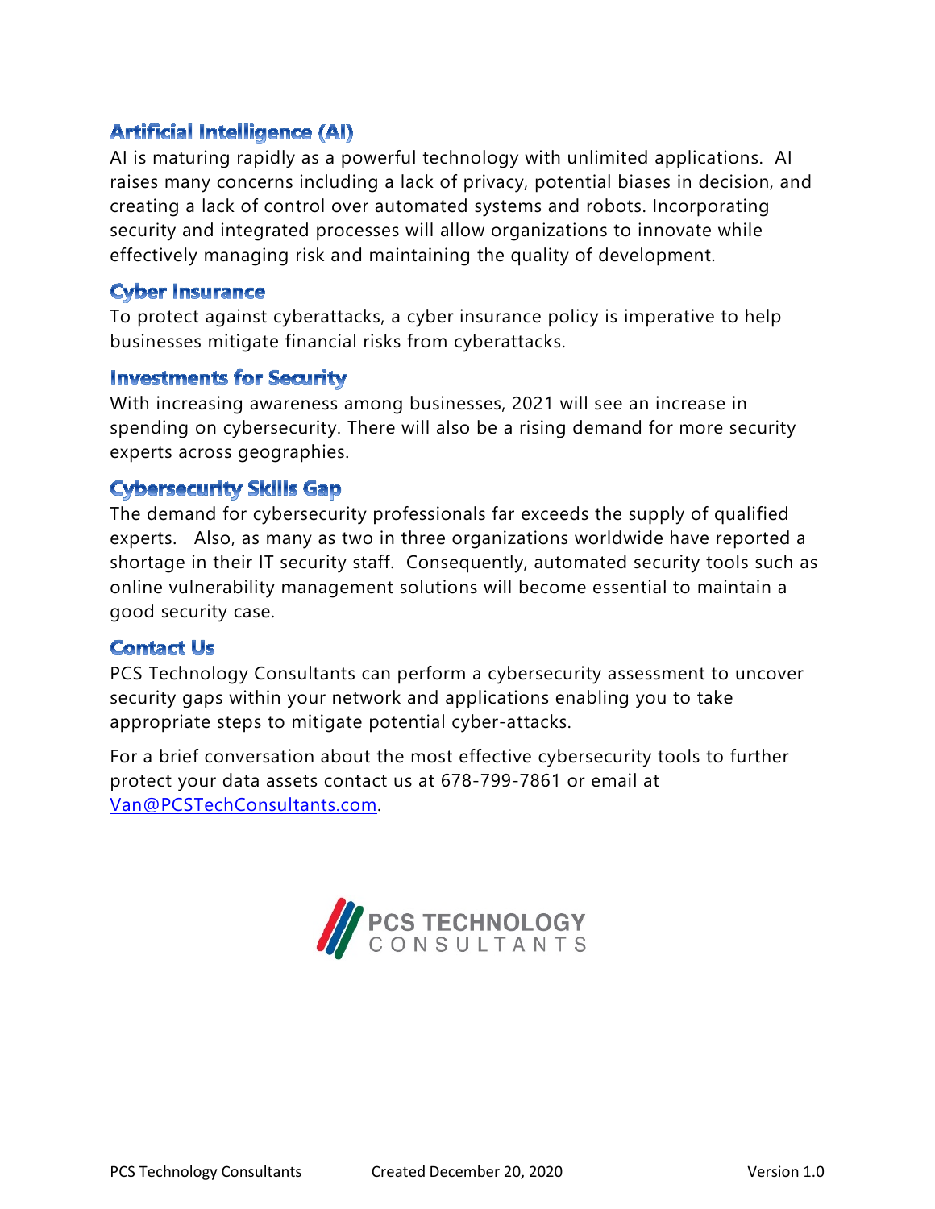## Artificial Intelligence (AI)

AI is maturing rapidly as a powerful technology with unlimited applications. AI raises many concerns including a lack of privacy, potential biases in decision, and creating a lack of control over automated systems and robots. Incorporating security and integrated processes will allow organizations to innovate while effectively managing risk and maintaining the quality of development.

## Cyber Insurance

To protect against cyberattacks, a cyber insurance policy is imperative to help businesses mitigate financial risks from cyberattacks.

## Investments for Security

With increasing awareness among businesses, 2021 will see an increase in spending on cybersecurity. There will also be a rising demand for more security experts across geographies.

## Cybersecurity Skills Gap

The demand for cybersecurity professionals far exceeds the supply of qualified experts. Also, as many as two in three organizations worldwide have reported a shortage in their IT security staff. Consequently, automated security tools such as online vulnerability management solutions will become essential to maintain a good security case.

## Contact Us

PCS Technology Consultants can perform a cybersecurity assessment to uncover security gaps within your network and applications enabling you to take appropriate steps to mitigate potential cyber-attacks.

For a brief conversation about the most effective cybersecurity tools to further protect your data assets contact us at 678-799-7861 or email at Van@PCSTechConsultants.com.

PCS TECHNOLOGY CONSULTANTS

PCS Technology Consultants | Created December 20, 2020 | Version 1.0